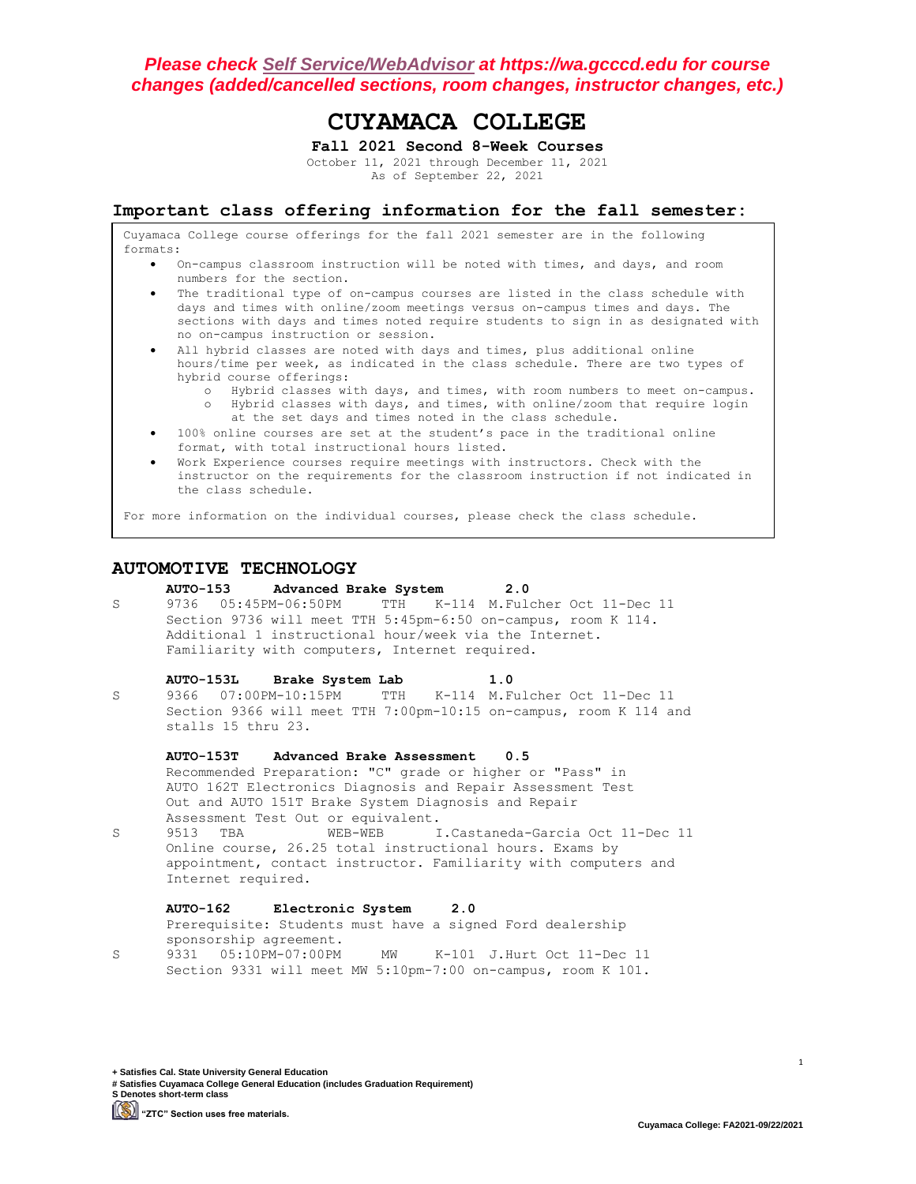***Please check [Self Service/WebAdvisor](https://wa.gcccd.edu) at https://wa.gcccd.edu for course changes (added/cancelled sections, room changes, instructor changes, etc.)***

# CUYAMACA COLLEGE

**Fall 2021 Second 8-Week Courses**

October 11, 2021 through December 11, 2021
As of September 22, 2021

## Important class offering information for the fall semester:

Cuyamaca College course offerings for the fall 2021 semester are in the following formats:

- On-campus classroom instruction will be noted with times, and days, and room numbers for the section.
- The traditional type of on-campus courses are listed in the class schedule with days and times with online/zoom meetings versus on-campus times and days. The sections with days and times noted require students to sign in as designated with no on-campus instruction or session.
- All hybrid classes are noted with days and times, plus additional online hours/time per week, as indicated in the class schedule. There are two types of hybrid course offerings:
  - Hybrid classes with days, and times, with room numbers to meet on-campus.
  - Hybrid classes with days, and times, with online/zoom that require login at the set days and times noted in the class schedule.
- 100% online courses are set at the student's pace in the traditional online format, with total instructional hours listed.
- Work Experience courses require meetings with instructors. Check with the instructor on the requirements for the classroom instruction if not indicated in the class schedule.

For more information on the individual courses, please check the class schedule.

## AUTOMOTIVE TECHNOLOGY

**AUTO-153 Advanced Brake System 2.0**

S 9736 05:45PM-06:50PM TTH K-114 M.Fulcher Oct 11-Dec 11
Section 9736 will meet TTH 5:45pm-6:50 on-campus, room K 114. Additional 1 instructional hour/week via the Internet. Familiarity with computers, Internet required.

**AUTO-153L Brake System Lab 1.0**

S 9366 07:00PM-10:15PM TTH K-114 M.Fulcher Oct 11-Dec 11
Section 9366 will meet TTH 7:00pm-10:15 on-campus, room K 114 and stalls 15 thru 23.

**AUTO-153T Advanced Brake Assessment 0.5**

Recommended Preparation: "C" grade or higher or "Pass" in AUTO 162T Electronics Diagnosis and Repair Assessment Test Out and AUTO 151T Brake System Diagnosis and Repair Assessment Test Out or equivalent.

S 9513 TBA WEB-WEB I.Castaneda-Garcia Oct 11-Dec 11
Online course, 26.25 total instructional hours. Exams by appointment, contact instructor. Familiarity with computers and Internet required.

**AUTO-162 Electronic System 2.0**

Prerequisite: Students must have a signed Ford dealership sponsorship agreement.

S 9331 05:10PM-07:00PM MW K-101 J.Hurt Oct 11-Dec 11
Section 9331 will meet MW 5:10pm-7:00 on-campus, room K 101.

**+ Satisfies Cal. State University General Education**
**# Satisfies Cuyamaca College General Education (includes Graduation Requirement)**
**S Denotes short-term class**
**"ZTC" Section uses free materials.**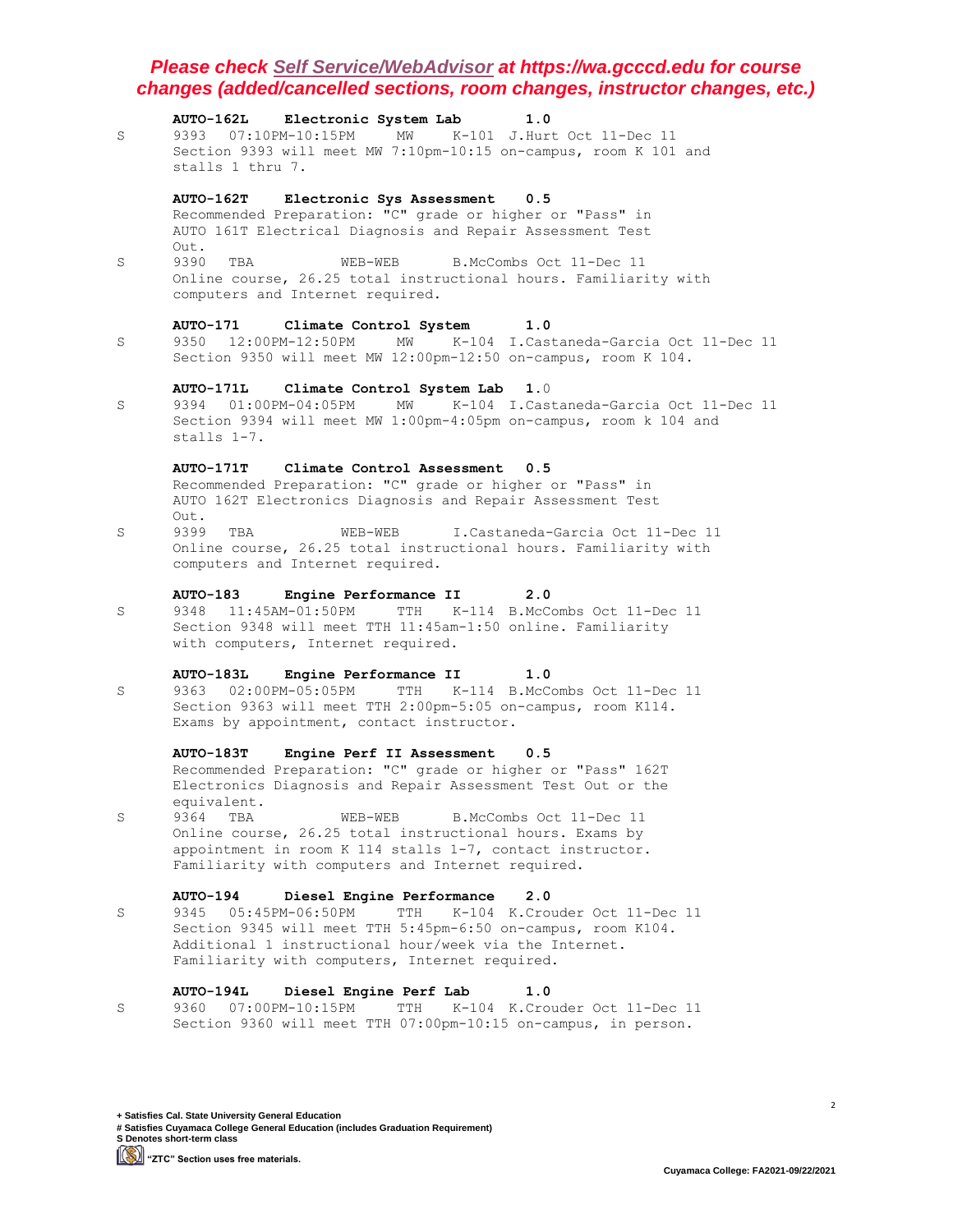***Please check Self Service/WebAdvisor at https://wa.gcccd.edu for course changes (added/cancelled sections, room changes, instructor changes, etc.)***

**AUTO-162L Electronic System Lab 1.0**

S 9393 07:10PM-10:15PM MW K-101 J.Hurt Oct 11-Dec 11
Section 9393 will meet MW 7:10pm-10:15 on-campus, room K 101 and stalls 1 thru 7.

**AUTO-162T Electronic Sys Assessment 0.5**

Recommended Preparation: "C" grade or higher or "Pass" in AUTO 161T Electrical Diagnosis and Repair Assessment Test Out.

S 9390 TBA WEB-WEB B.McCombs Oct 11-Dec 11
Online course, 26.25 total instructional hours. Familiarity with computers and Internet required.

**AUTO-171 Climate Control System 1.0**

S 9350 12:00PM-12:50PM MW K-104 I.Castaneda-Garcia Oct 11-Dec 11
Section 9350 will meet MW 12:00pm-12:50 on-campus, room K 104.

**AUTO-171L Climate Control System Lab 1.0**

S 9394 01:00PM-04:05PM MW K-104 I.Castaneda-Garcia Oct 11-Dec 11
Section 9394 will meet MW 1:00pm-4:05pm on-campus, room k 104 and stalls 1-7.

**AUTO-171T Climate Control Assessment 0.5**

Recommended Preparation: "C" grade or higher or "Pass" in AUTO 162T Electronics Diagnosis and Repair Assessment Test Out.

S 9399 TBA WEB-WEB I.Castaneda-Garcia Oct 11-Dec 11
Online course, 26.25 total instructional hours. Familiarity with computers and Internet required.

**AUTO-183 Engine Performance II 2.0**

S 9348 11:45AM-01:50PM TTH K-114 B.McCombs Oct 11-Dec 11
Section 9348 will meet TTH 11:45am-1:50 online. Familiarity with computers, Internet required.

**AUTO-183L Engine Performance II 1.0**

S 9363 02:00PM-05:05PM TTH K-114 B.McCombs Oct 11-Dec 11
Section 9363 will meet TTH 2:00pm-5:05 on-campus, room K114. Exams by appointment, contact instructor.

**AUTO-183T Engine Perf II Assessment 0.5**

Recommended Preparation: "C" grade or higher or "Pass" 162T Electronics Diagnosis and Repair Assessment Test Out or the equivalent.

S 9364 TBA WEB-WEB B.McCombs Oct 11-Dec 11
Online course, 26.25 total instructional hours. Exams by appointment in room K 114 stalls 1-7, contact instructor. Familiarity with computers and Internet required.

**AUTO-194 Diesel Engine Performance 2.0**

S 9345 05:45PM-06:50PM TTH K-104 K.Crouder Oct 11-Dec 11
Section 9345 will meet TTH 5:45pm-6:50 on-campus, room K104. Additional 1 instructional hour/week via the Internet. Familiarity with computers, Internet required.

**AUTO-194L Diesel Engine Perf Lab 1.0**

S 9360 07:00PM-10:15PM TTH K-104 K.Crouder Oct 11-Dec 11
Section 9360 will meet TTH 07:00pm-10:15 on-campus, in person.

**+ Satisfies Cal. State University General Education**
**# Satisfies Cuyamaca College General Education (includes Graduation Requirement)**
**S Denotes short-term class**
**"ZTC" Section uses free materials.**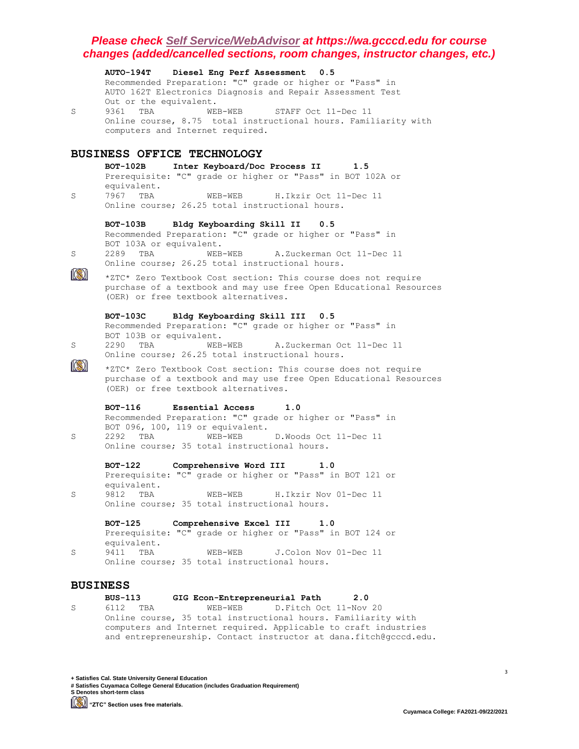***Please check [Self Service/WebAdvisor](https://wa.gcccd.edu) at https://wa.gcccd.edu for course changes (added/cancelled sections, room changes, instructor changes, etc.)***

**AUTO-194T Diesel Eng Perf Assessment 0.5**
Recommended Preparation: "C" grade or higher or "Pass" in AUTO 162T Electronics Diagnosis and Repair Assessment Test Out or the equivalent.
S 9361 TBA WEB-WEB STAFF Oct 11-Dec 11
Online course, 8.75 total instructional hours. Familiarity with computers and Internet required.

## BUSINESS OFFICE TECHNOLOGY

**BOT-102B Inter Keyboard/Doc Process II 1.5**
Prerequisite: "C" grade or higher or "Pass" in BOT 102A or equivalent.
S 7967 TBA WEB-WEB H.Ikzir Oct 11-Dec 11
Online course; 26.25 total instructional hours.

**BOT-103B Bldg Keyboarding Skill II 0.5**
Recommended Preparation: "C" grade or higher or "Pass" in BOT 103A or equivalent.
S 2289 TBA WEB-WEB A.Zuckerman Oct 11-Dec 11
Online course; 26.25 total instructional hours.
*ZTC* Zero Textbook Cost section: This course does not require purchase of a textbook and may use free Open Educational Resources (OER) or free textbook alternatives.

**BOT-103C Bldg Keyboarding Skill III 0.5**
Recommended Preparation: "C" grade or higher or "Pass" in BOT 103B or equivalent.
S 2290 TBA WEB-WEB A.Zuckerman Oct 11-Dec 11
Online course; 26.25 total instructional hours.
*ZTC* Zero Textbook Cost section: This course does not require purchase of a textbook and may use free Open Educational Resources (OER) or free textbook alternatives.

**BOT-116 Essential Access 1.0**
Recommended Preparation: "C" grade or higher or "Pass" in BOT 096, 100, 119 or equivalent.
S 2292 TBA WEB-WEB D.Woods Oct 11-Dec 11
Online course; 35 total instructional hours.

**BOT-122 Comprehensive Word III 1.0**
Prerequisite: "C" grade or higher or "Pass" in BOT 121 or equivalent.
S 9812 TBA WEB-WEB H.Ikzir Nov 01-Dec 11
Online course; 35 total instructional hours.

**BOT-125 Comprehensive Excel III 1.0**
Prerequisite: "C" grade or higher or "Pass" in BOT 124 or equivalent.
S 9411 TBA WEB-WEB J.Colon Nov 01-Dec 11
Online course; 35 total instructional hours.

## BUSINESS

**BUS-113 GIG Econ-Entrepreneurial Path 2.0**
S 6112 TBA WEB-WEB D.Fitch Oct 11-Nov 20
Online course, 35 total instructional hours. Familiarity with computers and Internet required. Applicable to craft industries and entrepreneurship. Contact instructor at dana.fitch@gcccd.edu.

**+ Satisfies Cal. State University General Education**
**# Satisfies Cuyamaca College General Education (includes Graduation Requirement)**
**S Denotes short-term class**
**"ZTC" Section uses free materials.**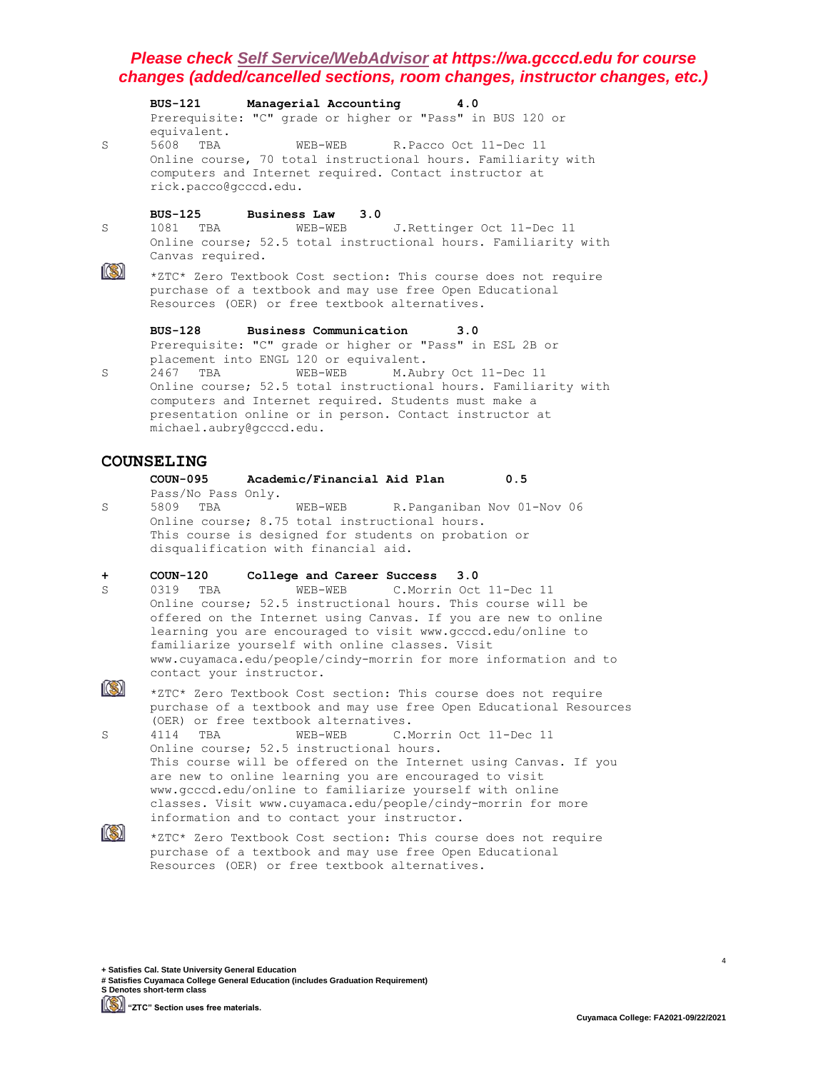**Please check Self Service/WebAdvisor at https://wa.gcccd.edu for course changes (added/cancelled sections, room changes, instructor changes, etc.)**

**BUS-121 Managerial Accounting 4.0**

Prerequisite: "C" grade or higher or "Pass" in BUS 120 or equivalent.

S 5608 TBA WEB-WEB R.Pacco Oct 11-Dec 11

Online course, 70 total instructional hours. Familiarity with computers and Internet required. Contact instructor at rick.pacco@gcccd.edu.

**BUS-125 Business Law 3.0**

S 1081 TBA WEB-WEB J.Rettinger Oct 11-Dec 11

Online course; 52.5 total instructional hours. Familiarity with Canvas required.

*ZTC* Zero Textbook Cost section: This course does not require purchase of a textbook and may use free Open Educational Resources (OER) or free textbook alternatives.

**BUS-128 Business Communication 3.0**

Prerequisite: "C" grade or higher or "Pass" in ESL 2B or placement into ENGL 120 or equivalent.

S 2467 TBA WEB-WEB M.Aubry Oct 11-Dec 11

Online course; 52.5 total instructional hours. Familiarity with computers and Internet required. Students must make a presentation online or in person. Contact instructor at michael.aubry@gcccd.edu.

## COUNSELING

**COUN-095 Academic/Financial Aid Plan 0.5**

Pass/No Pass Only.

S 5809 TBA WEB-WEB R.Panganiban Nov 01-Nov 06

Online course; 8.75 total instructional hours.
This course is designed for students on probation or disqualification with financial aid.

\+ **COUN-120 College and Career Success 3.0**

S 0319 TBA WEB-WEB C.Morrin Oct 11-Dec 11

Online course; 52.5 instructional hours. This course will be offered on the Internet using Canvas. If you are new to online learning you are encouraged to visit www.gcccd.edu/online to familiarize yourself with online classes. Visit www.cuyamaca.edu/people/cindy-morrin for more information and to contact your instructor.

*ZTC* Zero Textbook Cost section: This course does not require purchase of a textbook and may use free Open Educational Resources (OER) or free textbook alternatives.

S 4114 TBA WEB-WEB C.Morrin Oct 11-Dec 11

Online course; 52.5 instructional hours.
This course will be offered on the Internet using Canvas. If you are new to online learning you are encouraged to visit www.gcccd.edu/online to familiarize yourself with online classes. Visit www.cuyamaca.edu/people/cindy-morrin for more information and to contact your instructor.

*ZTC* Zero Textbook Cost section: This course does not require purchase of a textbook and may use free Open Educational Resources (OER) or free textbook alternatives.

**+ Satisfies Cal. State University General Education**
**# Satisfies Cuyamaca College General Education (includes Graduation Requirement)**
**S Denotes short-term class**
**"ZTC" Section uses free materials.**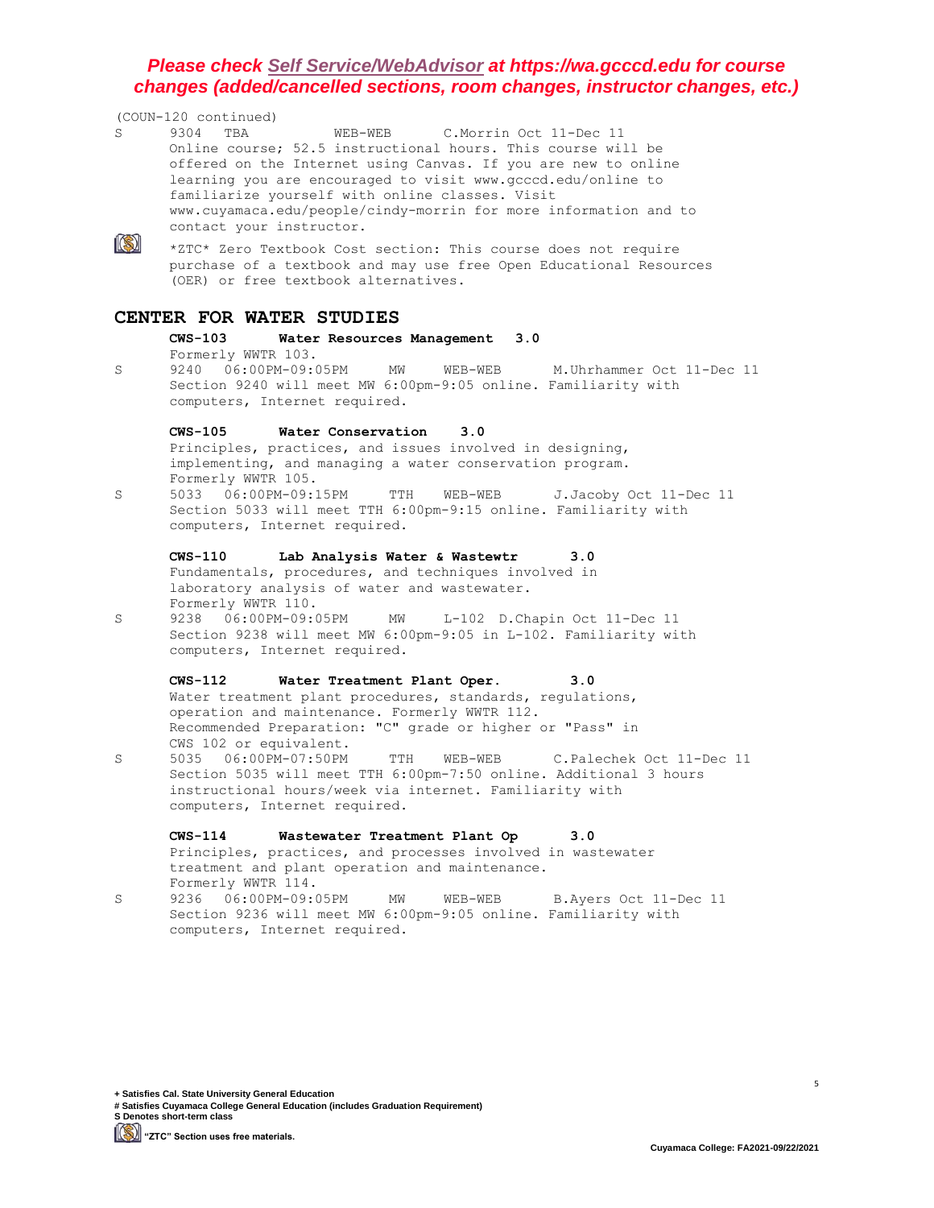**Please check Self Service/WebAdvisor at https://wa.gcccd.edu for course changes (added/cancelled sections, room changes, instructor changes, etc.)**

(COUN-120 continued)

S 9304 TBA WEB-WEB C.Morrin Oct 11-Dec 11
Online course; 52.5 instructional hours. This course will be offered on the Internet using Canvas. If you are new to online learning you are encouraged to visit www.gcccd.edu/online to familiarize yourself with online classes. Visit www.cuyamaca.edu/people/cindy-morrin for more information and to contact your instructor.

*ZTC* Zero Textbook Cost section: This course does not require purchase of a textbook and may use free Open Educational Resources (OER) or free textbook alternatives.

## CENTER FOR WATER STUDIES

**CWS-103 Water Resources Management 3.0**
Formerly WWTR 103.

S 9240 06:00PM-09:05PM MW WEB-WEB M.Uhrhammer Oct 11-Dec 11
Section 9240 will meet MW 6:00pm-9:05 online. Familiarity with computers, Internet required.

**CWS-105 Water Conservation 3.0**
Principles, practices, and issues involved in designing, implementing, and managing a water conservation program. Formerly WWTR 105.

S 5033 06:00PM-09:15PM TTH WEB-WEB J.Jacoby Oct 11-Dec 11
Section 5033 will meet TTH 6:00pm-9:15 online. Familiarity with computers, Internet required.

**CWS-110 Lab Analysis Water & Wastewtr 3.0**
Fundamentals, procedures, and techniques involved in laboratory analysis of water and wastewater. Formerly WWTR 110.

S 9238 06:00PM-09:05PM MW L-102 D.Chapin Oct 11-Dec 11
Section 9238 will meet MW 6:00pm-9:05 in L-102. Familiarity with computers, Internet required.

**CWS-112 Water Treatment Plant Oper. 3.0**
Water treatment plant procedures, standards, regulations, operation and maintenance. Formerly WWTR 112.
Recommended Preparation: "C" grade or higher or "Pass" in CWS 102 or equivalent.

S 5035 06:00PM-07:50PM TTH WEB-WEB C.Palechek Oct 11-Dec 11
Section 5035 will meet TTH 6:00pm-7:50 online. Additional 3 hours instructional hours/week via internet. Familiarity with computers, Internet required.

**CWS-114 Wastewater Treatment Plant Op 3.0**
Principles, practices, and processes involved in wastewater treatment and plant operation and maintenance. Formerly WWTR 114.

S 9236 06:00PM-09:05PM MW WEB-WEB B.Ayers Oct 11-Dec 11
Section 9236 will meet MW 6:00pm-9:05 online. Familiarity with computers, Internet required.

**+ Satisfies Cal. State University General Education**
**# Satisfies Cuyamaca College General Education (includes Graduation Requirement)**
**S Denotes short-term class**
**"ZTC" Section uses free materials.**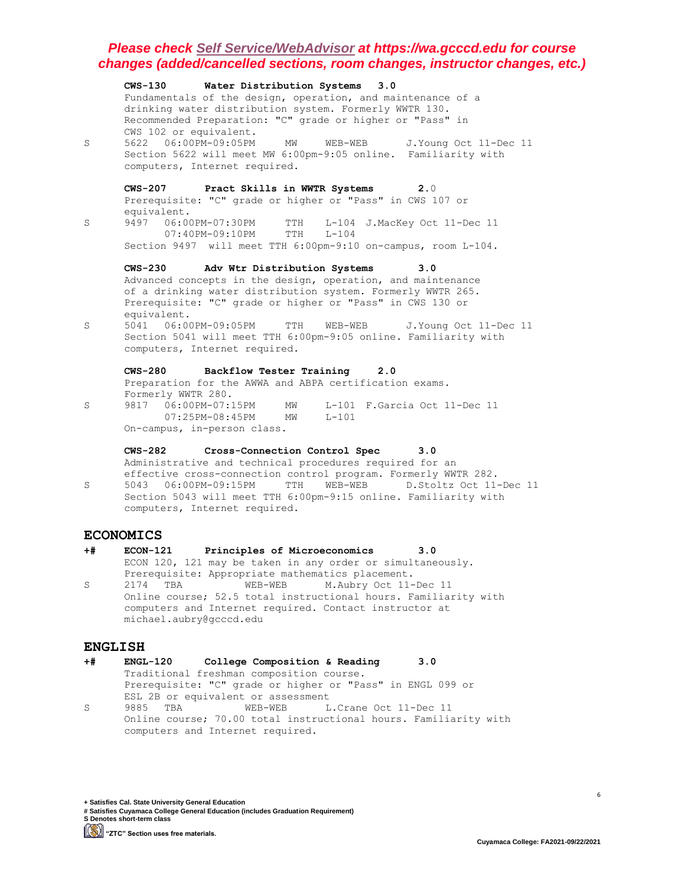***Please check Self Service/WebAdvisor at https://wa.gcccd.edu for course changes (added/cancelled sections, room changes, instructor changes, etc.)***

**CWS-130 Water Distribution Systems 3.0**
Fundamentals of the design, operation, and maintenance of a drinking water distribution system. Formerly WWTR 130.
Recommended Preparation: "C" grade or higher or "Pass" in CWS 102 or equivalent.

S 5622 06:00PM-09:05PM MW WEB-WEB J.Young Oct 11-Dec 11
Section 5622 will meet MW 6:00pm-9:05 online. Familiarity with computers, Internet required.

**CWS-207 Pract Skills in WWTR Systems 2.0**
Prerequisite: "C" grade or higher or "Pass" in CWS 107 or equivalent.

S 9497 06:00PM-07:30PM TTH L-104 J.MacKey Oct 11-Dec 11
07:40PM-09:10PM TTH L-104
Section 9497 will meet TTH 6:00pm-9:10 on-campus, room L-104.

**CWS-230 Adv Wtr Distribution Systems 3.0**
Advanced concepts in the design, operation, and maintenance of a drinking water distribution system. Formerly WWTR 265.
Prerequisite: "C" grade or higher or "Pass" in CWS 130 or equivalent.

S 5041 06:00PM-09:05PM TTH WEB-WEB J.Young Oct 11-Dec 11
Section 5041 will meet TTH 6:00pm-9:05 online. Familiarity with computers, Internet required.

**CWS-280 Backflow Tester Training 2.0**
Preparation for the AWWA and ABPA certification exams.
Formerly WWTR 280.

S 9817 06:00PM-07:15PM MW L-101 F.Garcia Oct 11-Dec 11
07:25PM-08:45PM MW L-101
On-campus, in-person class.

**CWS-282 Cross-Connection Control Spec 3.0**
Administrative and technical procedures required for an effective cross-connection control program. Formerly WWTR 282.

S 5043 06:00PM-09:15PM TTH WEB-WEB D.Stoltz Oct 11-Dec 11
Section 5043 will meet TTH 6:00pm-9:15 online. Familiarity with computers, Internet required.

## ECONOMICS

+# **ECON-121 Principles of Microeconomics 3.0**
ECON 120, 121 may be taken in any order or simultaneously.
Prerequisite: Appropriate mathematics placement.

S 2174 TBA WEB-WEB M.Aubry Oct 11-Dec 11
Online course; 52.5 total instructional hours. Familiarity with computers and Internet required. Contact instructor at michael.aubry@gcccd.edu

## ENGLISH

+# **ENGL-120 College Composition & Reading 3.0**
Traditional freshman composition course.
Prerequisite: "C" grade or higher or "Pass" in ENGL 099 or ESL 2B or equivalent or assessment

S 9885 TBA WEB-WEB L.Crane Oct 11-Dec 11
Online course; 70.00 total instructional hours. Familiarity with computers and Internet required.

**+ Satisfies Cal. State University General Education**
**# Satisfies Cuyamaca College General Education (includes Graduation Requirement)**
**S Denotes short-term class**
**"ZTC" Section uses free materials.**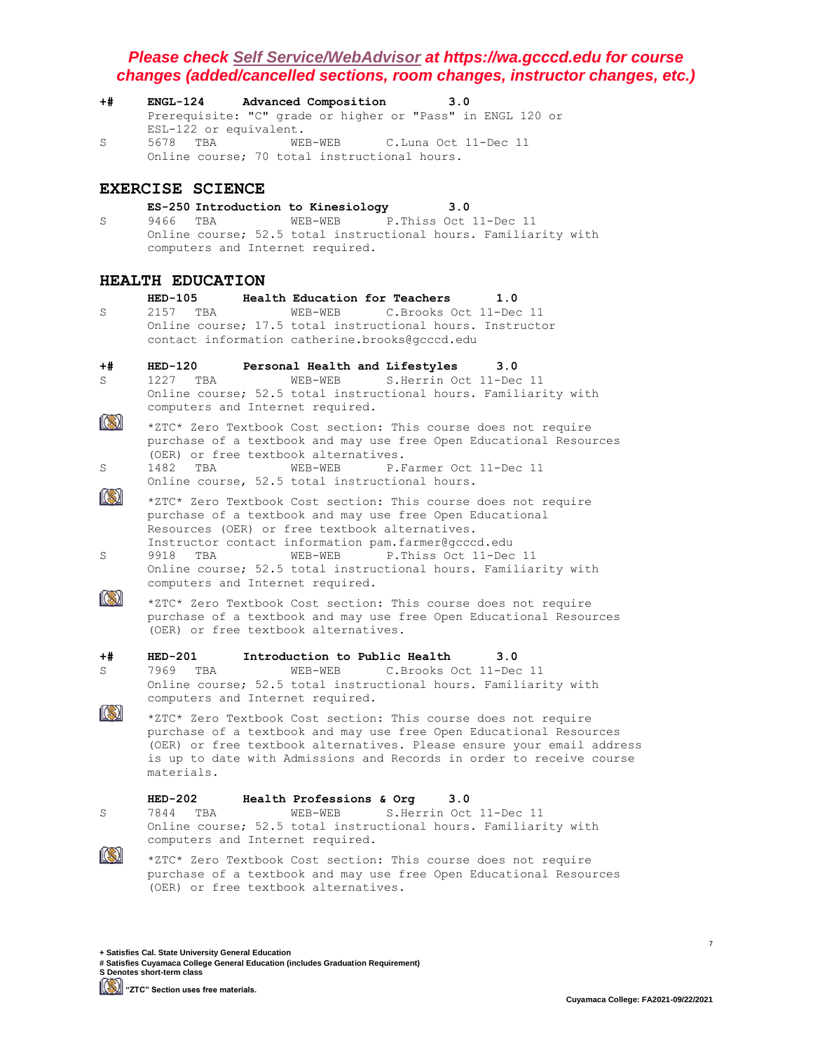***Please check [Self Service/WebAdvisor] at https://wa.gcccd.edu for course changes (added/cancelled sections, room changes, instructor changes, etc.)***

+# **ENGL-124 Advanced Composition 3.0**
Prerequisite: "C" grade or higher or "Pass" in ENGL 120 or ESL-122 or equivalent.
S 5678 TBA WEB-WEB C.Luna Oct 11-Dec 11
Online course; 70 total instructional hours.

## EXERCISE SCIENCE

**ES-250 Introduction to Kinesiology 3.0**
S 9466 TBA WEB-WEB P.Thiss Oct 11-Dec 11
Online course; 52.5 total instructional hours. Familiarity with computers and Internet required.

## HEALTH EDUCATION

**HED-105 Health Education for Teachers 1.0**
S 2157 TBA WEB-WEB C.Brooks Oct 11-Dec 11
Online course; 17.5 total instructional hours. Instructor contact information catherine.brooks@gcccd.edu

+# **HED-120 Personal Health and Lifestyles 3.0**
S 1227 TBA WEB-WEB S.Herrin Oct 11-Dec 11
Online course; 52.5 total instructional hours. Familiarity with computers and Internet required.
*ZTC* Zero Textbook Cost section: This course does not require purchase of a textbook and may use free Open Educational Resources (OER) or free textbook alternatives.
S 1482 TBA WEB-WEB P.Farmer Oct 11-Dec 11
Online course, 52.5 total instructional hours.
*ZTC* Zero Textbook Cost section: This course does not require purchase of a textbook and may use free Open Educational Resources (OER) or free textbook alternatives.
Instructor contact information pam.farmer@gcccd.edu
S 9918 TBA WEB-WEB P.Thiss Oct 11-Dec 11
Online course; 52.5 total instructional hours. Familiarity with computers and Internet required.
*ZTC* Zero Textbook Cost section: This course does not require purchase of a textbook and may use free Open Educational Resources (OER) or free textbook alternatives.

+# **HED-201 Introduction to Public Health 3.0**
S 7969 TBA WEB-WEB C.Brooks Oct 11-Dec 11
Online course; 52.5 total instructional hours. Familiarity with computers and Internet required.
*ZTC* Zero Textbook Cost section: This course does not require purchase of a textbook and may use free Open Educational Resources (OER) or free textbook alternatives. Please ensure your email address is up to date with Admissions and Records in order to receive course materials.

**HED-202 Health Professions & Org 3.0**
S 7844 TBA WEB-WEB S.Herrin Oct 11-Dec 11
Online course; 52.5 total instructional hours. Familiarity with computers and Internet required.
*ZTC* Zero Textbook Cost section: This course does not require purchase of a textbook and may use free Open Educational Resources (OER) or free textbook alternatives.

**+ Satisfies Cal. State University General Education**
**# Satisfies Cuyamaca College General Education (includes Graduation Requirement)**
**S Denotes short-term class**
**"ZTC" Section uses free materials.**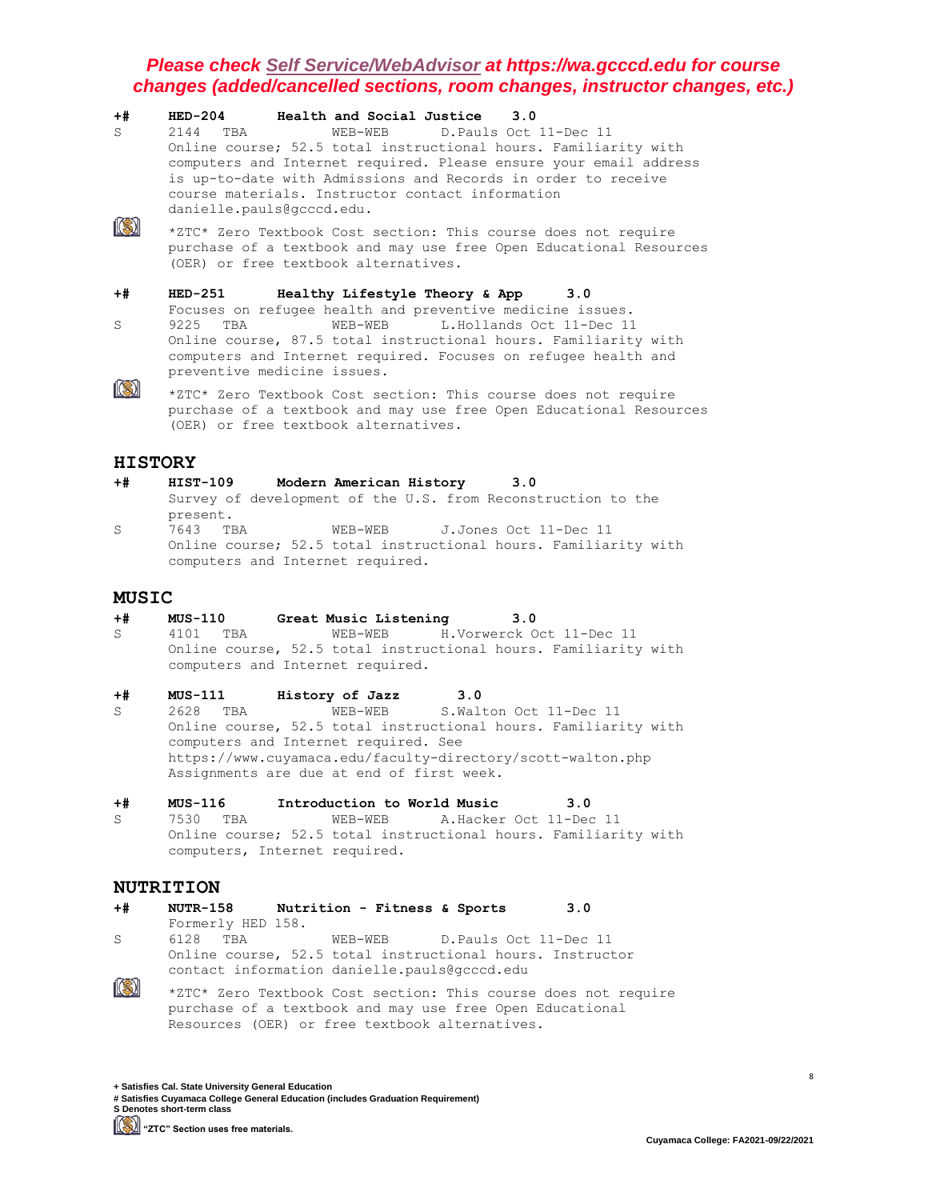***Please check Self Service/WebAdvisor at https://wa.gcccd.edu for course changes (added/cancelled sections, room changes, instructor changes, etc.)***

**+# HED-204 Health and Social Justice 3.0**

S 2144 TBA WEB-WEB D.Pauls Oct 11-Dec 11

Online course; 52.5 total instructional hours. Familiarity with computers and Internet required. Please ensure your email address is up-to-date with Admissions and Records in order to receive course materials. Instructor contact information danielle.pauls@gcccd.edu.

*ZTC* Zero Textbook Cost section: This course does not require purchase of a textbook and may use free Open Educational Resources (OER) or free textbook alternatives.

**+# HED-251 Healthy Lifestyle Theory & App 3.0**

Focuses on refugee health and preventive medicine issues.

S 9225 TBA WEB-WEB L.Hollands Oct 11-Dec 11

Online course, 87.5 total instructional hours. Familiarity with computers and Internet required. Focuses on refugee health and preventive medicine issues.

*ZTC* Zero Textbook Cost section: This course does not require purchase of a textbook and may use free Open Educational Resources (OER) or free textbook alternatives.

## HISTORY

**+# HIST-109 Modern American History 3.0**

Survey of development of the U.S. from Reconstruction to the present.

S 7643 TBA WEB-WEB J.Jones Oct 11-Dec 11

Online course; 52.5 total instructional hours. Familiarity with computers and Internet required.

## MUSIC

**+# MUS-110 Great Music Listening 3.0**

S 4101 TBA WEB-WEB H.Vorwerck Oct 11-Dec 11

Online course, 52.5 total instructional hours. Familiarity with computers and Internet required.

**+# MUS-111 History of Jazz 3.0**

S 2628 TBA WEB-WEB S.Walton Oct 11-Dec 11

Online course, 52.5 total instructional hours. Familiarity with computers and Internet required. See https://www.cuyamaca.edu/faculty-directory/scott-walton.php Assignments are due at end of first week.

**+# MUS-116 Introduction to World Music 3.0**

S 7530 TBA WEB-WEB A.Hacker Oct 11-Dec 11

Online course; 52.5 total instructional hours. Familiarity with computers, Internet required.

## NUTRITION

**+# NUTR-158 Nutrition - Fitness & Sports 3.0**

Formerly HED 158.

S 6128 TBA WEB-WEB D.Pauls Oct 11-Dec 11

Online course, 52.5 total instructional hours. Instructor contact information danielle.pauls@gcccd.edu

*ZTC* Zero Textbook Cost section: This course does not require purchase of a textbook and may use free Open Educational Resources (OER) or free textbook alternatives.

**+ Satisfies Cal. State University General Education**
**# Satisfies Cuyamaca College General Education (includes Graduation Requirement)**
**S Denotes short-term class**
**"ZTC" Section uses free materials.**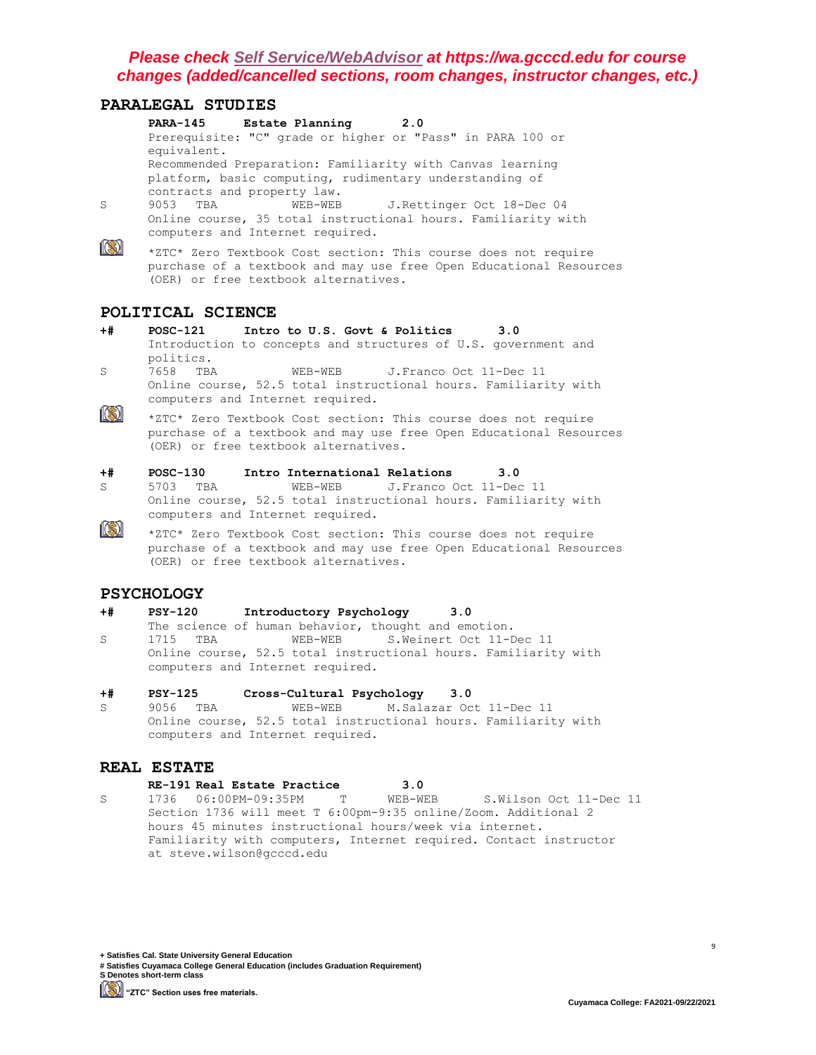***Please check [Self Service/WebAdvisor](https://wa.gcccd.edu) at https://wa.gcccd.edu for course changes (added/cancelled sections, room changes, instructor changes, etc.)***

## PARALEGAL STUDIES

**PARA-145 Estate Planning 2.0**

Prerequisite: "C" grade or higher or "Pass" in PARA 100 or equivalent.

Recommended Preparation: Familiarity with Canvas learning platform, basic computing, rudimentary understanding of contracts and property law.

S 9053 TBA WEB-WEB J.Rettinger Oct 18-Dec 04

Online course, 35 total instructional hours. Familiarity with computers and Internet required.

*ZTC* Zero Textbook Cost section: This course does not require purchase of a textbook and may use free Open Educational Resources (OER) or free textbook alternatives.

## POLITICAL SCIENCE

+# **POSC-121 Intro to U.S. Govt & Politics 3.0**

Introduction to concepts and structures of U.S. government and politics.

S 7658 TBA WEB-WEB J.Franco Oct 11-Dec 11

Online course, 52.5 total instructional hours. Familiarity with computers and Internet required.

*ZTC* Zero Textbook Cost section: This course does not require purchase of a textbook and may use free Open Educational Resources (OER) or free textbook alternatives.

+# **POSC-130 Intro International Relations 3.0**

S 5703 TBA WEB-WEB J.Franco Oct 11-Dec 11

Online course, 52.5 total instructional hours. Familiarity with computers and Internet required.

*ZTC* Zero Textbook Cost section: This course does not require purchase of a textbook and may use free Open Educational Resources (OER) or free textbook alternatives.

## PSYCHOLOGY

+# **PSY-120 Introductory Psychology 3.0**

The science of human behavior, thought and emotion.

S 1715 TBA WEB-WEB S.Weinert Oct 11-Dec 11

Online course, 52.5 total instructional hours. Familiarity with computers and Internet required.

+# **PSY-125 Cross-Cultural Psychology 3.0**

S 9056 TBA WEB-WEB M.Salazar Oct 11-Dec 11

Online course, 52.5 total instructional hours. Familiarity with computers and Internet required.

## REAL ESTATE

**RE-191 Real Estate Practice 3.0**

S 1736 06:00PM-09:35PM T WEB-WEB S.Wilson Oct 11-Dec 11

Section 1736 will meet T 6:00pm-9:35 online/Zoom. Additional 2 hours 45 minutes instructional hours/week via internet. Familiarity with computers, Internet required. Contact instructor at steve.wilson@gcccd.edu

**+ Satisfies Cal. State University General Education**
**# Satisfies Cuyamaca College General Education (includes Graduation Requirement)**
**S Denotes short-term class**
**"ZTC" Section uses free materials.**